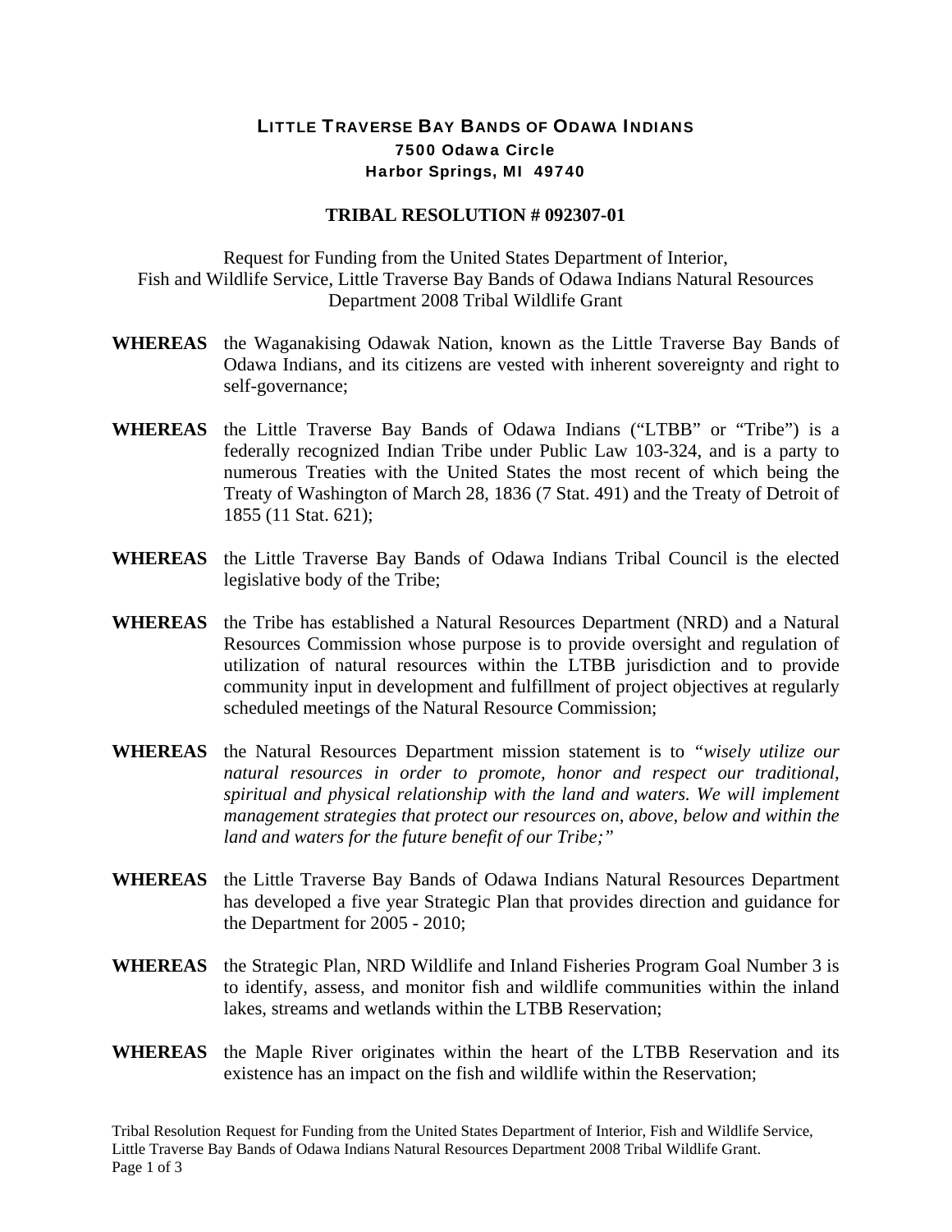# LITTLE TRAVERSE BAY BANDS OF ODAWA INDIANS

**7500 Odawa Circle**
**Harbor Springs, MI 49740**

## TRIBAL RESOLUTION # 092307-01

Request for Funding from the United States Department of Interior, Fish and Wildlife Service, Little Traverse Bay Bands of Odawa Indians Natural Resources Department 2008 Tribal Wildlife Grant

**WHEREAS** the Waganakising Odawak Nation, known as the Little Traverse Bay Bands of Odawa Indians, and its citizens are vested with inherent sovereignty and right to self-governance;

**WHEREAS** the Little Traverse Bay Bands of Odawa Indians ("LTBB" or "Tribe") is a federally recognized Indian Tribe under Public Law 103-324, and is a party to numerous Treaties with the United States the most recent of which being the Treaty of Washington of March 28, 1836 (7 Stat. 491) and the Treaty of Detroit of 1855 (11 Stat. 621);

**WHEREAS** the Little Traverse Bay Bands of Odawa Indians Tribal Council is the elected legislative body of the Tribe;

**WHEREAS** the Tribe has established a Natural Resources Department (NRD) and a Natural Resources Commission whose purpose is to provide oversight and regulation of utilization of natural resources within the LTBB jurisdiction and to provide community input in development and fulfillment of project objectives at regularly scheduled meetings of the Natural Resource Commission;

**WHEREAS** the Natural Resources Department mission statement is to *"wisely utilize our natural resources in order to promote, honor and respect our traditional, spiritual and physical relationship with the land and waters. We will implement management strategies that protect our resources on, above, below and within the land and waters for the future benefit of our Tribe;"*

**WHEREAS** the Little Traverse Bay Bands of Odawa Indians Natural Resources Department has developed a five year Strategic Plan that provides direction and guidance for the Department for 2005 - 2010;

**WHEREAS** the Strategic Plan, NRD Wildlife and Inland Fisheries Program Goal Number 3 is to identify, assess, and monitor fish and wildlife communities within the inland lakes, streams and wetlands within the LTBB Reservation;

**WHEREAS** the Maple River originates within the heart of the LTBB Reservation and its existence has an impact on the fish and wildlife within the Reservation;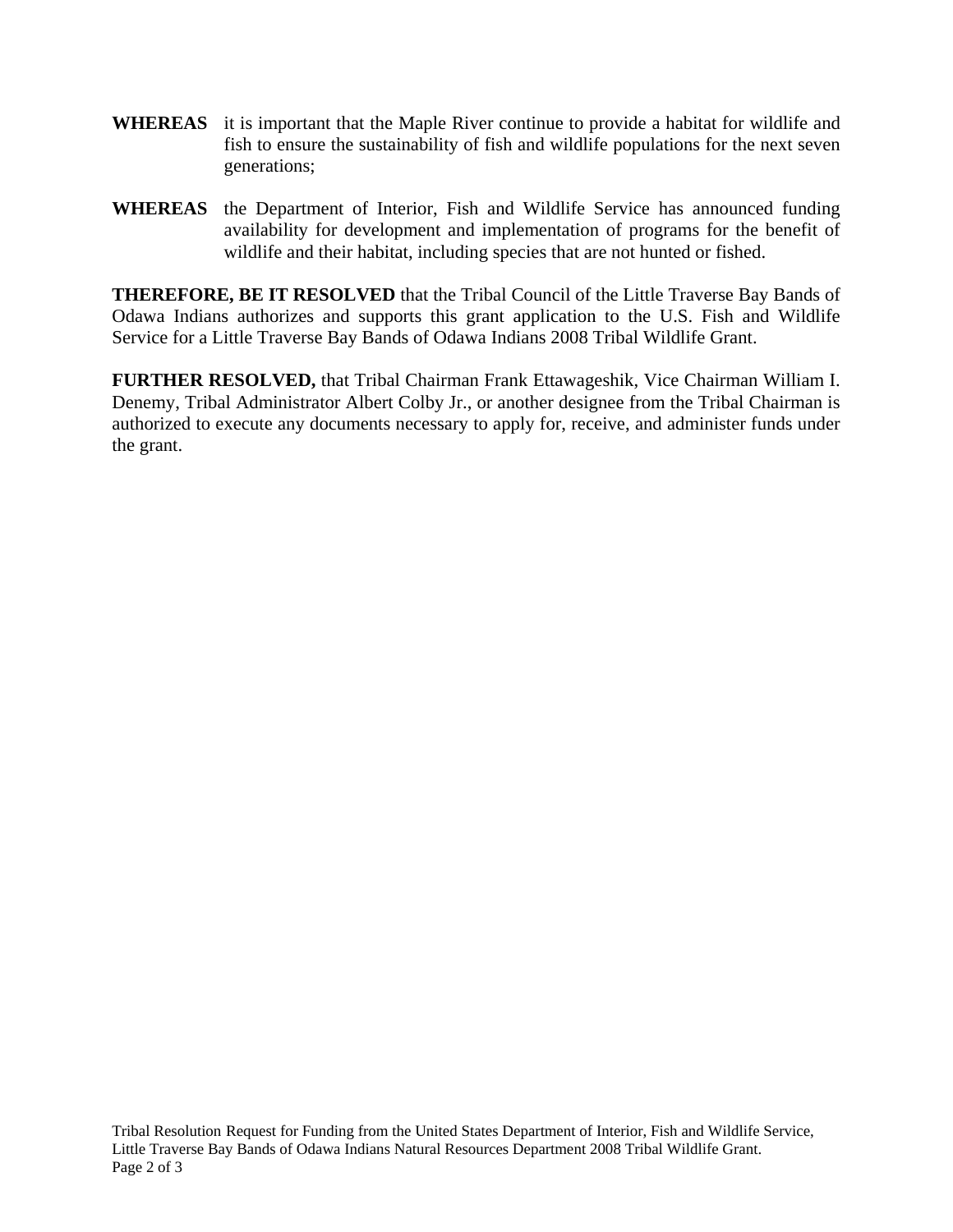**WHEREAS** it is important that the Maple River continue to provide a habitat for wildlife and fish to ensure the sustainability of fish and wildlife populations for the next seven generations;

**WHEREAS** the Department of Interior, Fish and Wildlife Service has announced funding availability for development and implementation of programs for the benefit of wildlife and their habitat, including species that are not hunted or fished.

**THEREFORE, BE IT RESOLVED** that the Tribal Council of the Little Traverse Bay Bands of Odawa Indians authorizes and supports this grant application to the U.S. Fish and Wildlife Service for a Little Traverse Bay Bands of Odawa Indians 2008 Tribal Wildlife Grant.

**FURTHER RESOLVED,** that Tribal Chairman Frank Ettawageshik, Vice Chairman William I. Denemy, Tribal Administrator Albert Colby Jr., or another designee from the Tribal Chairman is authorized to execute any documents necessary to apply for, receive, and administer funds under the grant.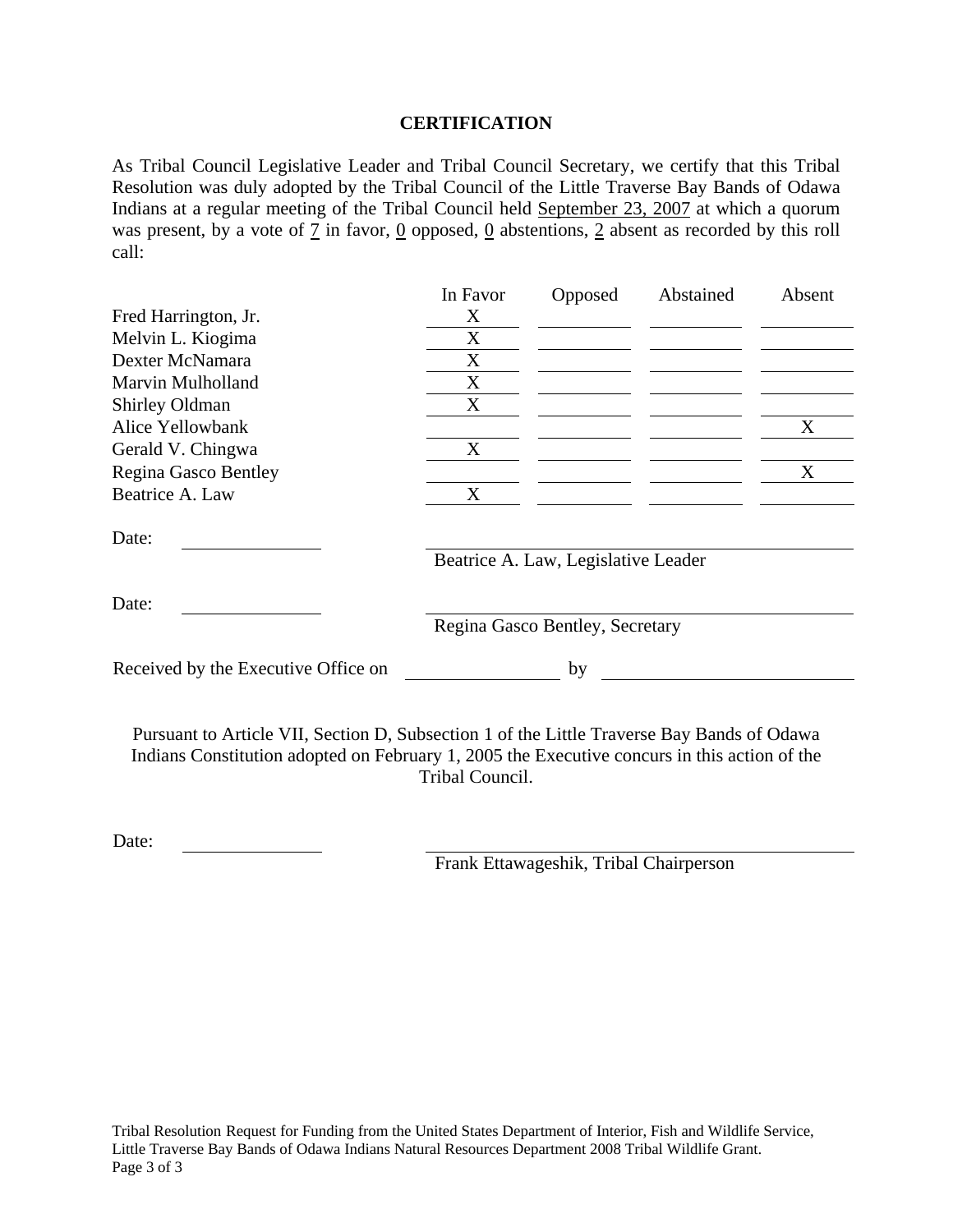**CERTIFICATION**

As Tribal Council Legislative Leader and Tribal Council Secretary, we certify that this Tribal Resolution was duly adopted by the Tribal Council of the Little Traverse Bay Bands of Odawa Indians at a regular meeting of the Tribal Council held September 23, 2007 at which a quorum was present, by a vote of 7 in favor, 0 opposed, 0 abstentions, 2 absent as recorded by this roll call:

| | In Favor | Opposed | Abstained | Absent |
|---|---|---|---|---|
| Fred Harrington, Jr. | X | | | |
| Melvin L. Kiogima | X | | | |
| Dexter McNamara | X | | | |
| Marvin Mulholland | X | | | |
| Shirley Oldman | X | | | |
| Alice Yellowbank | | | | X |
| Gerald V. Chingwa | X | | | |
| Regina Gasco Bentley | | | | X |
| Beatrice A. Law | X | | | |

Date: ______________

______________________________
Beatrice A. Law, Legislative Leader

Date: ______________

______________________________
Regina Gasco Bentley, Secretary

Received by the Executive Office on ______________ by ______________________

Pursuant to Article VII, Section D, Subsection 1 of the Little Traverse Bay Bands of Odawa Indians Constitution adopted on February 1, 2005 the Executive concurs in this action of the Tribal Council.

Date: ______________

______________________________
Frank Ettawageshik, Tribal Chairperson

Tribal Resolution Request for Funding from the United States Department of Interior, Fish and Wildlife Service, Little Traverse Bay Bands of Odawa Indians Natural Resources Department 2008 Tribal Wildlife Grant.